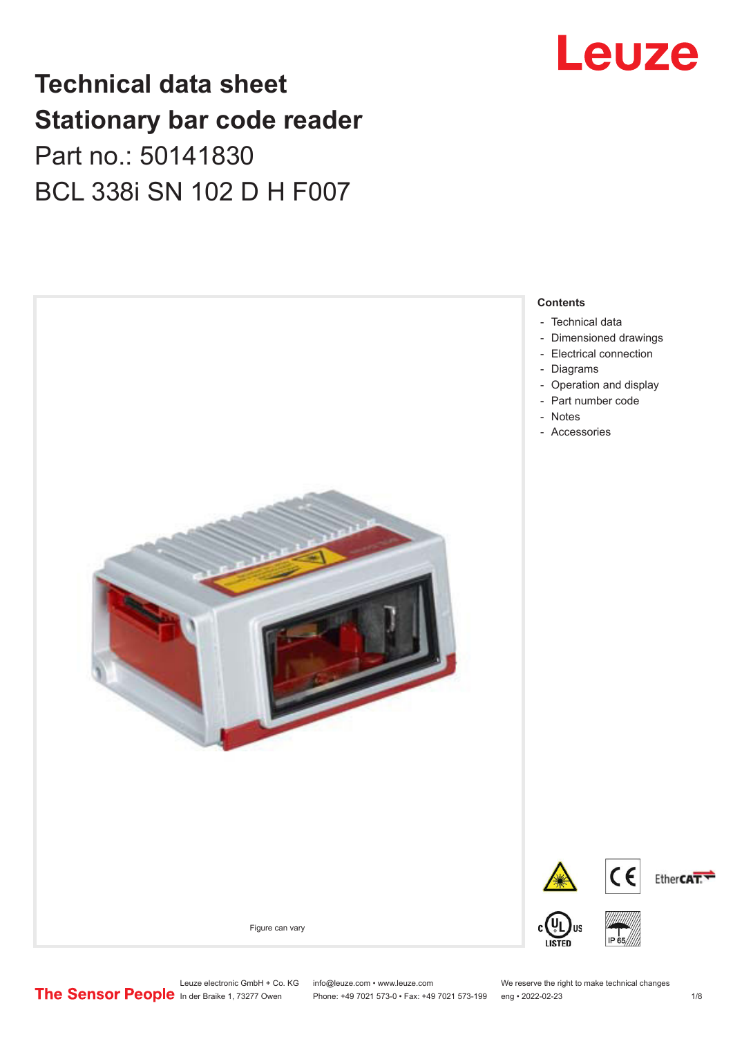# Technical data sheet
# Stationary bar code reader

Part no.: 50141830

BCL 338i SN 102 D H F007

Figure can vary

**Contents**

- Technical data
- Dimensioned drawings
- Electrical connection
- Diagrams
- Operation and display
- Part number code
- Notes
- Accessories

Leuze electronic GmbH + Co. KG
In der Braike 1, 73277 Owen

info@leuze.com • www.leuze.com
Phone: +49 7021 573-0 • Fax: +49 7021 573-199

We reserve the right to make technical changes
eng • 2022-02-23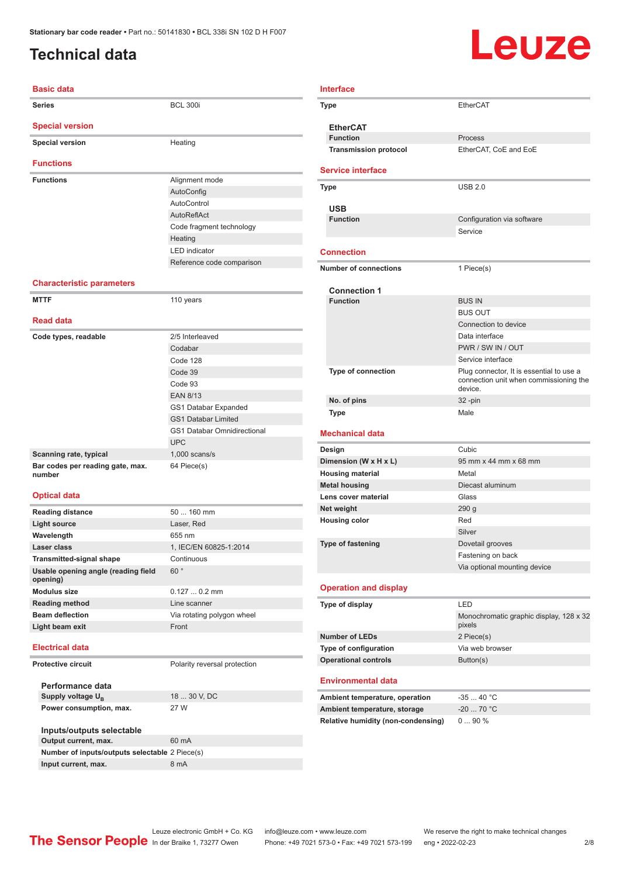Stationary bar code reader • Part no.: 50141830 • BCL 338i SN 102 D H F007

# Technical data

## Basic data

| | |
|---|---|
| **Series** | BCL 300i |

## Special version

| | |
|---|---|
| **Special version** | Heating |

## Functions

| | |
|---|---|
| **Functions** | Alignment mode |
| | AutoConfig |
| | AutoControl |
| | AutoReflAct |
| | Code fragment technology |
| | Heating |
| | LED indicator |
| | Reference code comparison |

## Characteristic parameters

| | |
|---|---|
| **MTTF** | 110 years |

## Read data

| | |
|---|---|
| **Code types, readable** | 2/5 Interleaved |
| | Codabar |
| | Code 128 |
| | Code 39 |
| | Code 93 |
| | EAN 8/13 |
| | GS1 Databar Expanded |
| | GS1 Databar Limited |
| | GS1 Databar Omnidirectional |
| | UPC |
| **Scanning rate, typical** | 1,000 scans/s |
| **Bar codes per reading gate, max. number** | 64 Piece(s) |

## Optical data

| | |
|---|---|
| **Reading distance** | 50 ... 160 mm |
| **Light source** | Laser, Red |
| **Wavelength** | 655 nm |
| **Laser class** | 1, IEC/EN 60825-1:2014 |
| **Transmitted-signal shape** | Continuous |
| **Usable opening angle (reading field opening)** | 60 ° |
| **Modulus size** | 0.127 ... 0.2 mm |
| **Reading method** | Line scanner |
| **Beam deflection** | Via rotating polygon wheel |
| **Light beam exit** | Front |

## Electrical data

| | |
|---|---|
| **Protective circuit** | Polarity reversal protection |

### Performance data

| | |
|---|---|
| **Supply voltage $U_B$** | 18 ... 30 V, DC |
| **Power consumption, max.** | 27 W |

### Inputs/outputs selectable

| | |
|---|---|
| **Output current, max.** | 60 mA |
| **Number of inputs/outputs selectable** | 2 Piece(s) |
| **Input current, max.** | 8 mA |

## Interface

| | |
|---|---|
| **Type** | EtherCAT |

### EtherCAT

| | |
|---|---|
| **Function** | Process |
| **Transmission protocol** | EtherCAT, CoE and EoE |

## Service interface

| | |
|---|---|
| **Type** | USB 2.0 |

### USB

| | |
|---|---|
| **Function** | Configuration via software |
| | Service |

## Connection

| | |
|---|---|
| **Number of connections** | 1 Piece(s) |

### Connection 1

| | |
|---|---|
| **Function** | BUS IN |
| | BUS OUT |
| | Connection to device |
| | Data interface |
| | PWR / SW IN / OUT |
| | Service interface |
| **Type of connection** | Plug connector, It is essential to use a connection unit when commissioning the device. |
| **No. of pins** | 32 -pin |
| **Type** | Male |

## Mechanical data

| | |
|---|---|
| **Design** | Cubic |
| **Dimension (W x H x L)** | 95 mm x 44 mm x 68 mm |
| **Housing material** | Metal |
| **Metal housing** | Diecast aluminum |
| **Lens cover material** | Glass |
| **Net weight** | 290 g |
| **Housing color** | Red |
| | Silver |
| **Type of fastening** | Dovetail grooves |
| | Fastening on back |
| | Via optional mounting device |

## Operation and display

| | |
|---|---|
| **Type of display** | LED |
| | Monochromatic graphic display, 128 x 32 pixels |
| **Number of LEDs** | 2 Piece(s) |
| **Type of configuration** | Via web browser |
| **Operational controls** | Button(s) |

## Environmental data

| | |
|---|---|
| **Ambient temperature, operation** | -35 ... 40 °C |
| **Ambient temperature, storage** | -20 ... 70 °C |
| **Relative humidity (non-condensing)** | 0 ... 90 % |

Leuze electronic GmbH + Co. KG, In der Braike 1, 73277 Owen • info@leuze.com • www.leuze.com • Phone: +49 7021 573-0 • Fax: +49 7021 573-199 • We reserve the right to make technical changes • eng • 2022-02-23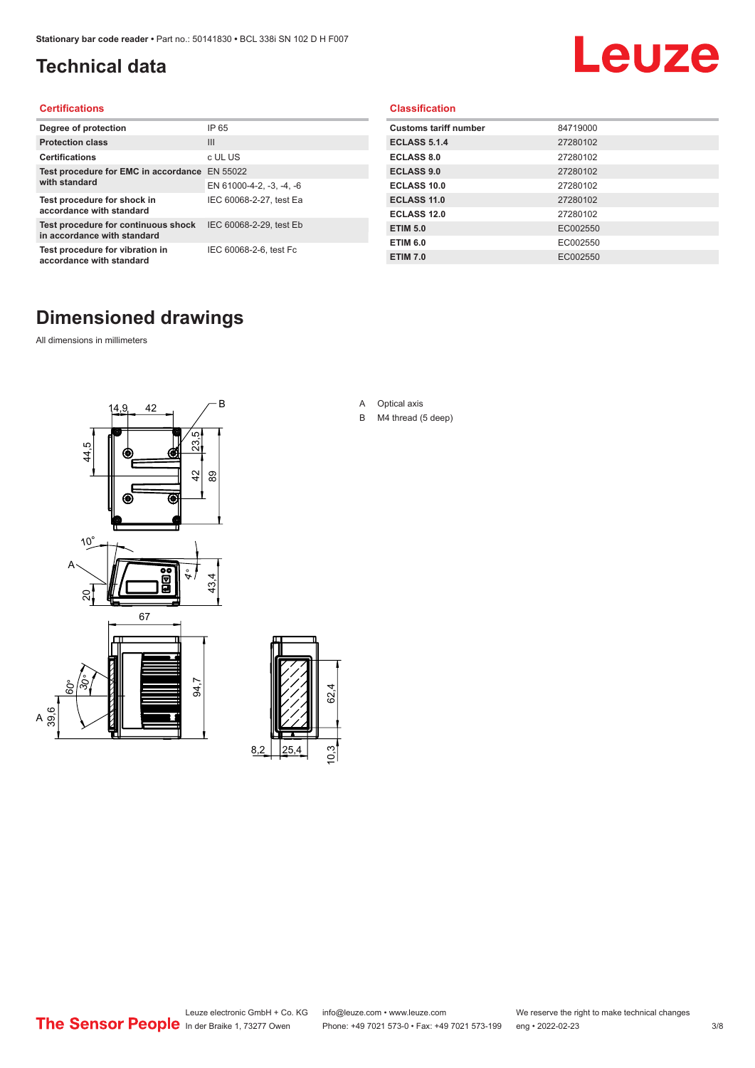# Technical data

## Certifications

| | |
|---|---|
| Degree of protection | IP 65 |
| Protection class | III |
| Certifications | c UL US |
| Test procedure for EMC in accordance with standard | EN 55022 |
| | EN 61000-4-2, -3, -4, -6 |
| Test procedure for shock in accordance with standard | IEC 60068-2-27, test Ea |
| Test procedure for continuous shock in accordance with standard | IEC 60068-2-29, test Eb |
| Test procedure for vibration in accordance with standard | IEC 60068-2-6, test Fc |

## Classification

| | |
|---|---|
| Customs tariff number | 84719000 |
| ECLASS 5.1.4 | 27280102 |
| ECLASS 8.0 | 27280102 |
| ECLASS 9.0 | 27280102 |
| ECLASS 10.0 | 27280102 |
| ECLASS 11.0 | 27280102 |
| ECLASS 12.0 | 27280102 |
| ETIM 5.0 | EC002550 |
| ETIM 6.0 | EC002550 |
| ETIM 7.0 | EC002550 |

# Dimensioned drawings

All dimensions in millimeters

A Optical axis

B M4 thread (5 deep)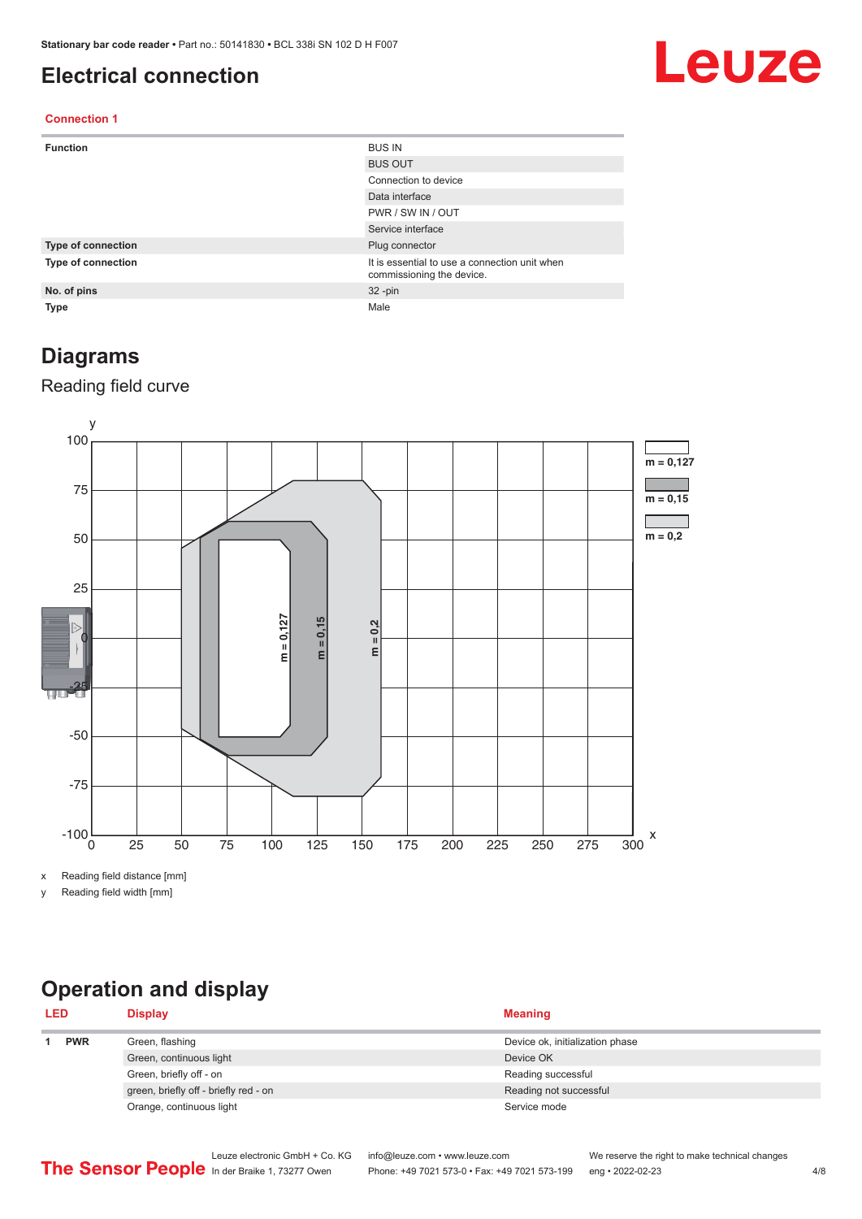# Electrical connection

**Connection 1**

| | |
|---|---|
| **Function** | BUS IN |
| | BUS OUT |
| | Connection to device |
| | Data interface |
| | PWR / SW IN / OUT |
| | Service interface |
| **Type of connection** | Plug connector |
| **Type of connection** | It is essential to use a connection unit when commissioning the device. |
| **No. of pins** | 32 -pin |
| **Type** | Male |

# Diagrams

## Reading field curve

x Reading field distance [mm]

y Reading field width [mm]

# Operation and display

| LED | | Display | Meaning |
|---|---|---|---|
| 1 | **PWR** | Green, flashing | Device ok, initialization phase |
| | | Green, continuous light | Device OK |
| | | Green, briefly off - on | Reading successful |
| | | green, briefly off - briefly red - on | Reading not successful |
| | | Orange, continuous light | Service mode |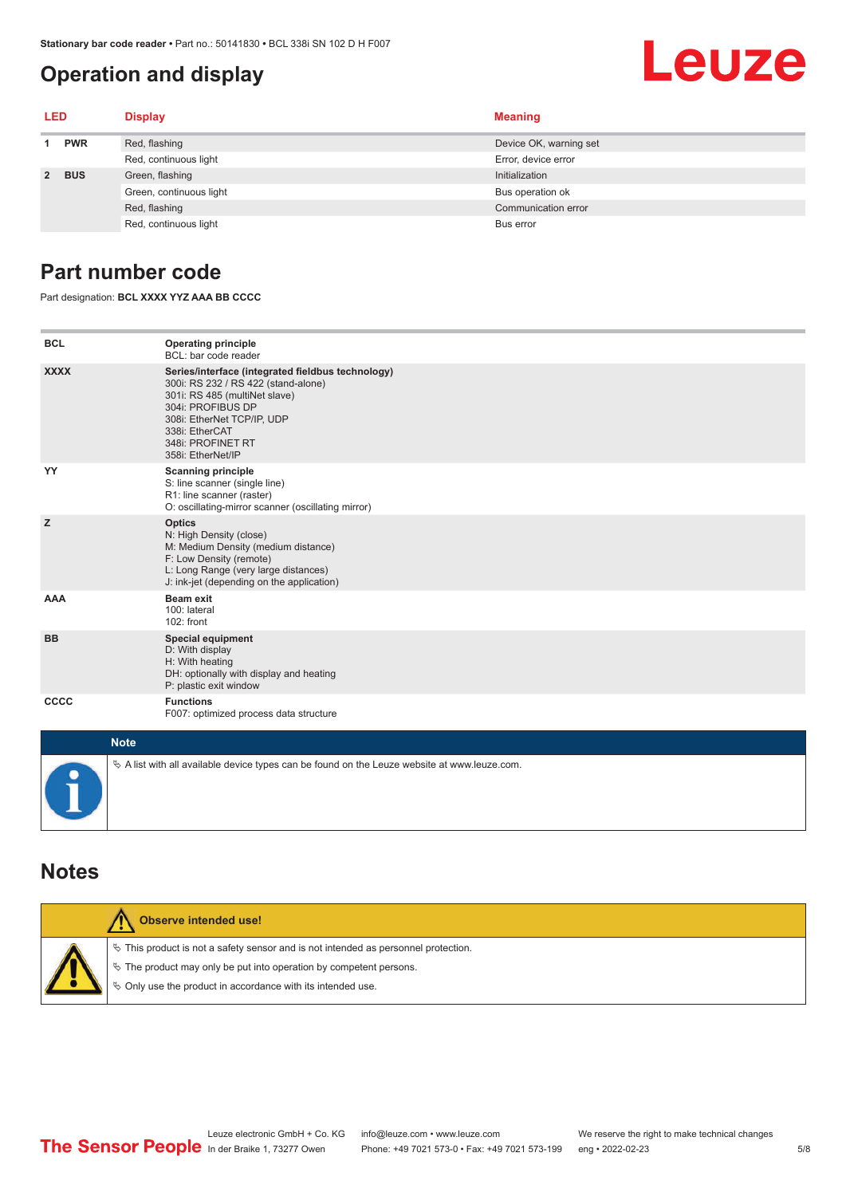## Operation and display

| LED | | Display | Meaning |
|---|---|---|---|
| 1 | PWR | Red, flashing | Device OK, warning set |
| | | Red, continuous light | Error, device error |
| 2 | BUS | Green, flashing | Initialization |
| | | Green, continuous light | Bus operation ok |
| | | Red, flashing | Communication error |
| | | Red, continuous light | Bus error |

## Part number code

Part designation: **BCL XXXX YYZ AAA BB CCCC**

| | |
|---|---|
| **BCL** | **Operating principle**<br>BCL: bar code reader |
| **XXXX** | **Series/interface (integrated fieldbus technology)**<br>300i: RS 232 / RS 422 (stand-alone)<br>301i: RS 485 (multiNet slave)<br>304i: PROFIBUS DP<br>308i: EtherNet TCP/IP, UDP<br>338i: EtherCAT<br>348i: PROFINET RT<br>358i: EtherNet/IP |
| **YY** | **Scanning principle**<br>S: line scanner (single line)<br>R1: line scanner (raster)<br>O: oscillating-mirror scanner (oscillating mirror) |
| **Z** | **Optics**<br>N: High Density (close)<br>M: Medium Density (medium distance)<br>F: Low Density (remote)<br>L: Long Range (very large distances)<br>J: ink-jet (depending on the application) |
| **AAA** | **Beam exit**<br>100: lateral<br>102: front |
| **BB** | **Special equipment**<br>D: With display<br>H: With heating<br>DH: optionally with display and heating<br>P: plastic exit window |
| **CCCC** | **Functions**<br>F007: optimized process data structure |

**Note**

- A list with all available device types can be found on the Leuze website at www.leuze.com.

## Notes

**Observe intended use!**

- This product is not a safety sensor and is not intended as personnel protection.
- The product may only be put into operation by competent persons.
- Only use the product in accordance with its intended use.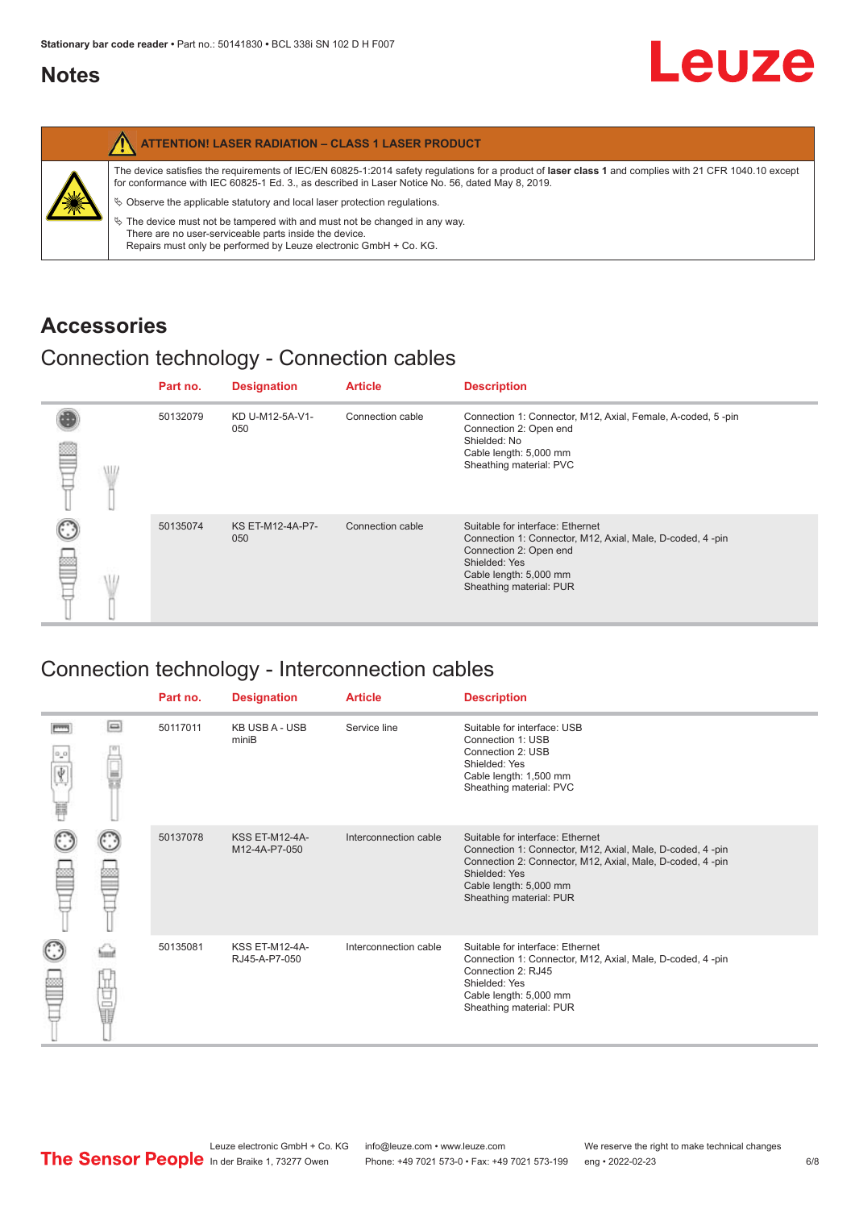## Notes

**ATTENTION! LASER RADIATION – CLASS 1 LASER PRODUCT**

The device satisfies the requirements of IEC/EN 60825-1:2014 safety regulations for a product of **laser class 1** and complies with 21 CFR 1040.10 except for conformance with IEC 60825-1 Ed. 3., as described in Laser Notice No. 56, dated May 8, 2019.

- Observe the applicable statutory and local laser protection regulations.
- The device must not be tampered with and must not be changed in any way.
  There are no user-serviceable parts inside the device.
  Repairs must only be performed by Leuze electronic GmbH + Co. KG.

# Accessories

## Connection technology - Connection cables

| Part no. | Designation | Article | Description |
|---|---|---|---|
| 50132079 | KD U-M12-5A-V1-050 | Connection cable | Connection 1: Connector, M12, Axial, Female, A-coded, 5 -pin<br>Connection 2: Open end<br>Shielded: No<br>Cable length: 5,000 mm<br>Sheathing material: PVC |
| 50135074 | KS ET-M12-4A-P7-050 | Connection cable | Suitable for interface: Ethernet<br>Connection 1: Connector, M12, Axial, Male, D-coded, 4 -pin<br>Connection 2: Open end<br>Shielded: Yes<br>Cable length: 5,000 mm<br>Sheathing material: PUR |

## Connection technology - Interconnection cables

| Part no. | Designation | Article | Description |
|---|---|---|---|
| 50117011 | KB USB A - USB miniB | Service line | Suitable for interface: USB<br>Connection 1: USB<br>Connection 2: USB<br>Shielded: Yes<br>Cable length: 1,500 mm<br>Sheathing material: PVC |
| 50137078 | KSS ET-M12-4A-M12-4A-P7-050 | Interconnection cable | Suitable for interface: Ethernet<br>Connection 1: Connector, M12, Axial, Male, D-coded, 4 -pin<br>Connection 2: Connector, M12, Axial, Male, D-coded, 4 -pin<br>Shielded: Yes<br>Cable length: 5,000 mm<br>Sheathing material: PUR |
| 50135081 | KSS ET-M12-4A-RJ45-A-P7-050 | Interconnection cable | Suitable for interface: Ethernet<br>Connection 1: Connector, M12, Axial, Male, D-coded, 4 -pin<br>Connection 2: RJ45<br>Shielded: Yes<br>Cable length: 5,000 mm<br>Sheathing material: PUR |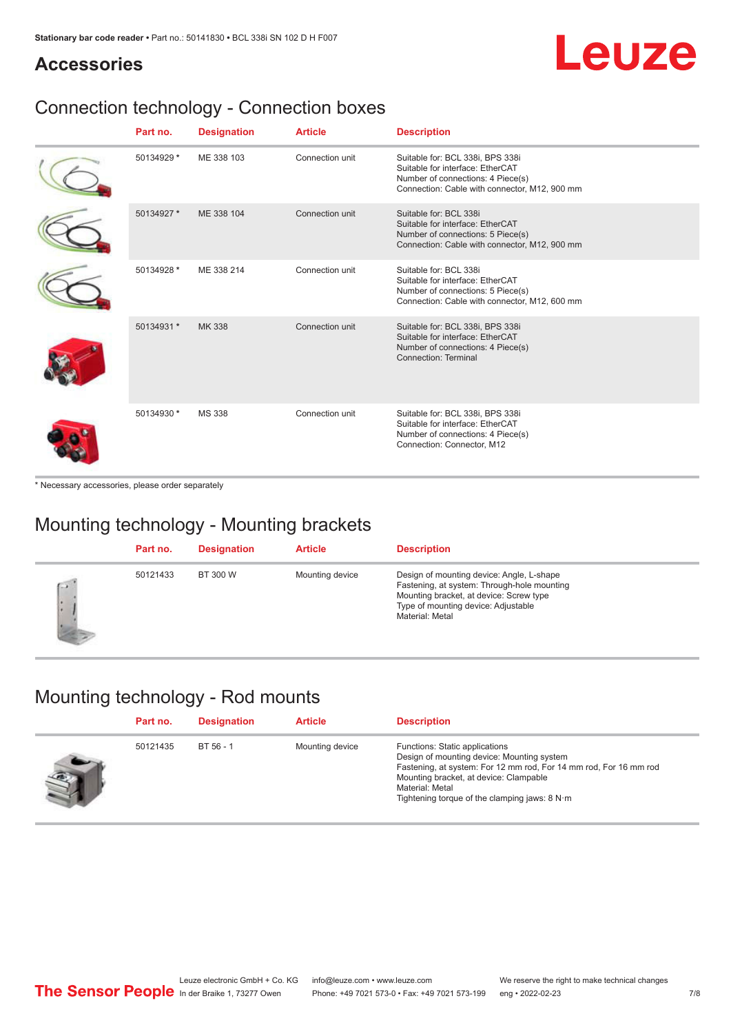# Accessories

## Connection technology - Connection boxes

| Part no. | Designation | Article | Description |
|---|---|---|---|
| 50134929 * | ME 338 103 | Connection unit | Suitable for: BCL 338i, BPS 338i<br>Suitable for interface: EtherCAT<br>Number of connections: 4 Piece(s)<br>Connection: Cable with connector, M12, 900 mm |
| 50134927 * | ME 338 104 | Connection unit | Suitable for: BCL 338i<br>Suitable for interface: EtherCAT<br>Number of connections: 5 Piece(s)<br>Connection: Cable with connector, M12, 900 mm |
| 50134928 * | ME 338 214 | Connection unit | Suitable for: BCL 338i<br>Suitable for interface: EtherCAT<br>Number of connections: 5 Piece(s)<br>Connection: Cable with connector, M12, 600 mm |
| 50134931 * | MK 338 | Connection unit | Suitable for: BCL 338i, BPS 338i<br>Suitable for interface: EtherCAT<br>Number of connections: 4 Piece(s)<br>Connection: Terminal |
| 50134930 * | MS 338 | Connection unit | Suitable for: BCL 338i, BPS 338i<br>Suitable for interface: EtherCAT<br>Number of connections: 4 Piece(s)<br>Connection: Connector, M12 |

* Necessary accessories, please order separately

## Mounting technology - Mounting brackets

| Part no. | Designation | Article | Description |
|---|---|---|---|
| 50121433 | BT 300 W | Mounting device | Design of mounting device: Angle, L-shape<br>Fastening, at system: Through-hole mounting<br>Mounting bracket, at device: Screw type<br>Type of mounting device: Adjustable<br>Material: Metal |

## Mounting technology - Rod mounts

| Part no. | Designation | Article | Description |
|---|---|---|---|
| 50121435 | BT 56 - 1 | Mounting device | Functions: Static applications<br>Design of mounting device: Mounting system<br>Fastening, at system: For 12 mm rod, For 14 mm rod, For 16 mm rod<br>Mounting bracket, at device: Clampable<br>Material: Metal<br>Tightening torque of the clamping jaws: 8 N·m |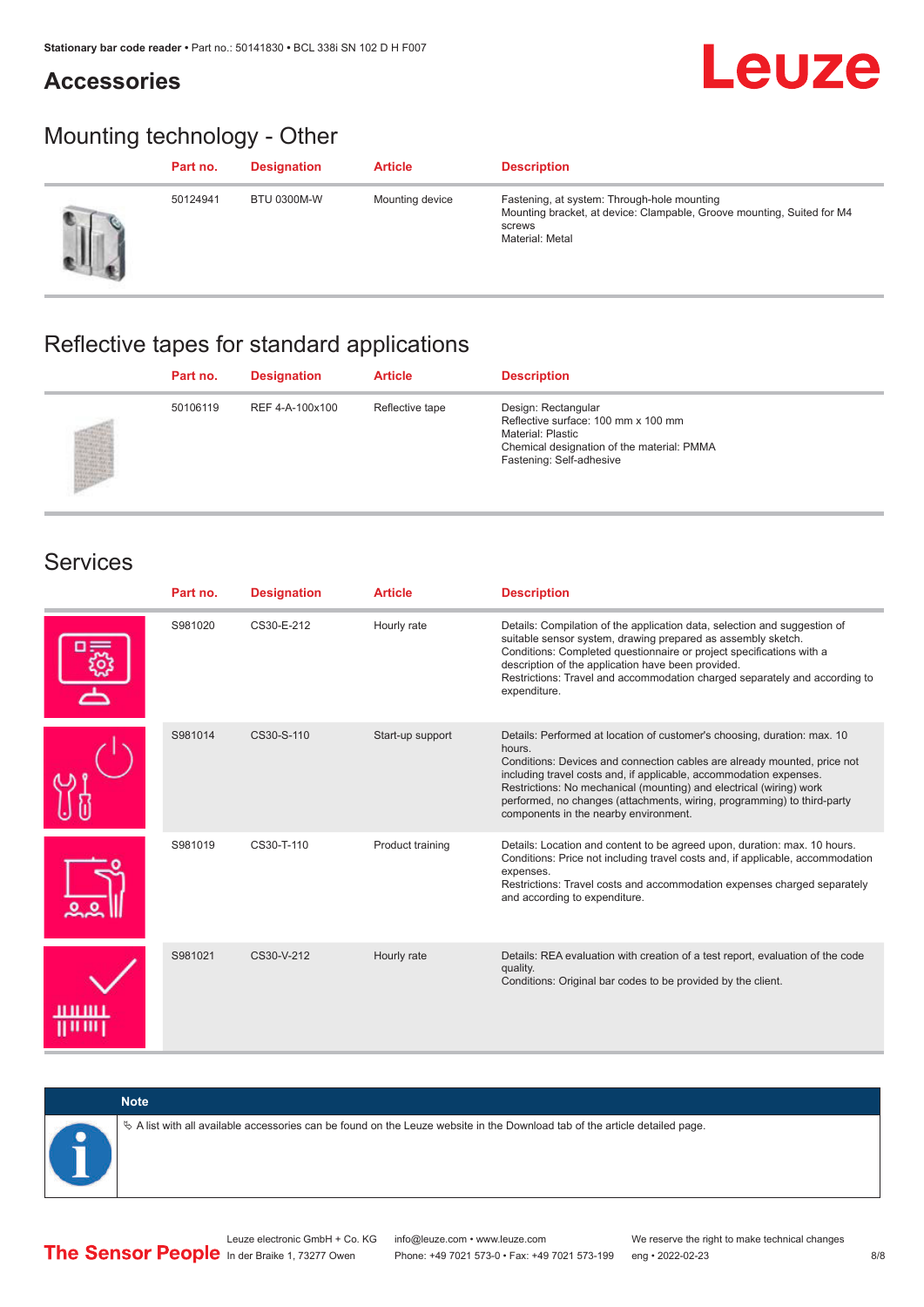# Accessories

## Mounting technology - Other

| | Part no. | Designation | Article | Description |
|---|---|---|---|---|
| | 50124941 | BTU 0300M-W | Mounting device | Fastening, at system: Through-hole mounting<br>Mounting bracket, at device: Clampable, Groove mounting, Suited for M4 screws<br>Material: Metal |

## Reflective tapes for standard applications

| | Part no. | Designation | Article | Description |
|---|---|---|---|---|
| | 50106119 | REF 4-A-100x100 | Reflective tape | Design: Rectangular<br>Reflective surface: 100 mm x 100 mm<br>Material: Plastic<br>Chemical designation of the material: PMMA<br>Fastening: Self-adhesive |

## Services

| | Part no. | Designation | Article | Description |
|---|---|---|---|---|
| | S981020 | CS30-E-212 | Hourly rate | Details: Compilation of the application data, selection and suggestion of suitable sensor system, drawing prepared as assembly sketch.<br>Conditions: Completed questionnaire or project specifications with a description of the application have been provided.<br>Restrictions: Travel and accommodation charged separately and according to expenditure. |
| | S981014 | CS30-S-110 | Start-up support | Details: Performed at location of customer's choosing, duration: max. 10 hours.<br>Conditions: Devices and connection cables are already mounted, price not including travel costs and, if applicable, accommodation expenses.<br>Restrictions: No mechanical (mounting) and electrical (wiring) work performed, no changes (attachments, wiring, programming) to third-party components in the nearby environment. |
| | S981019 | CS30-T-110 | Product training | Details: Location and content to be agreed upon, duration: max. 10 hours.<br>Conditions: Price not including travel costs and, if applicable, accommodation expenses.<br>Restrictions: Travel costs and accommodation expenses charged separately and according to expenditure. |
| | S981021 | CS30-V-212 | Hourly rate | Details: REA evaluation with creation of a test report, evaluation of the code quality.<br>Conditions: Original bar codes to be provided by the client. |

**Note**

A list with all available accessories can be found on the Leuze website in the Download tab of the article detailed page.